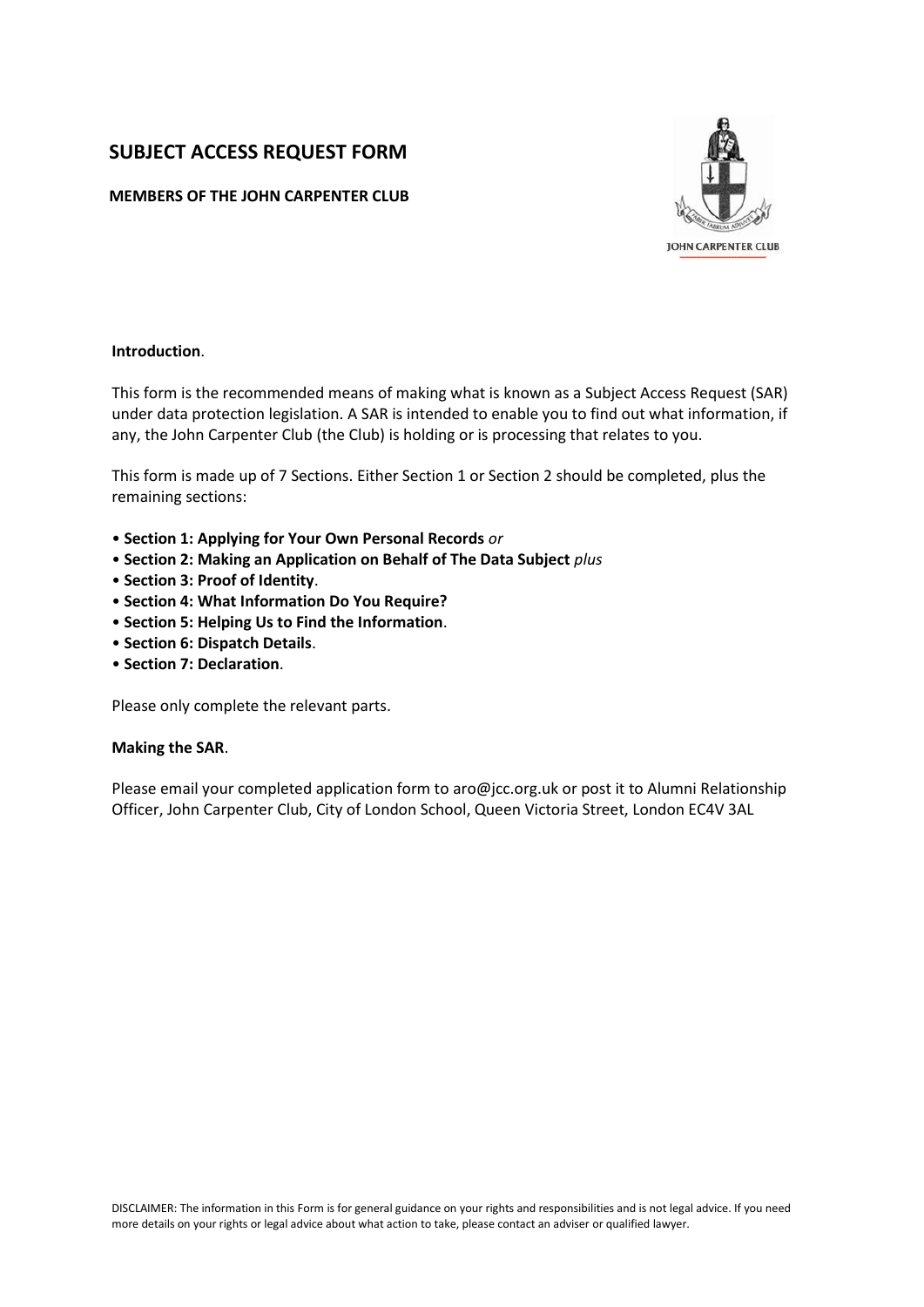# SUBJECT ACCESS REQUEST FORM

**MEMBERS OF THE JOHN CARPENTER CLUB**

JOHN CARPENTER CLUB

**Introduction**.

This form is the recommended means of making what is known as a Subject Access Request (SAR) under data protection legislation. A SAR is intended to enable you to find out what information, if any, the John Carpenter Club (the Club) is holding or is processing that relates to you.

This form is made up of 7 Sections. Either Section 1 or Section 2 should be completed, plus the remaining sections:

- **Section 1: Applying for Your Own Personal Records** *or*
- **Section 2: Making an Application on Behalf of The Data Subject** *plus*
- **Section 3: Proof of Identity**.
- **Section 4: What Information Do You Require?**
- **Section 5: Helping Us to Find the Information**.
- **Section 6: Dispatch Details**.
- **Section 7: Declaration**.

Please only complete the relevant parts.

**Making the SAR**.

Please email your completed application form to aro@jcc.org.uk or post it to Alumni Relationship Officer, John Carpenter Club, City of London School, Queen Victoria Street, London EC4V 3AL

DISCLAIMER: The information in this Form is for general guidance on your rights and responsibilities and is not legal advice. If you need more details on your rights or legal advice about what action to take, please contact an adviser or qualified lawyer.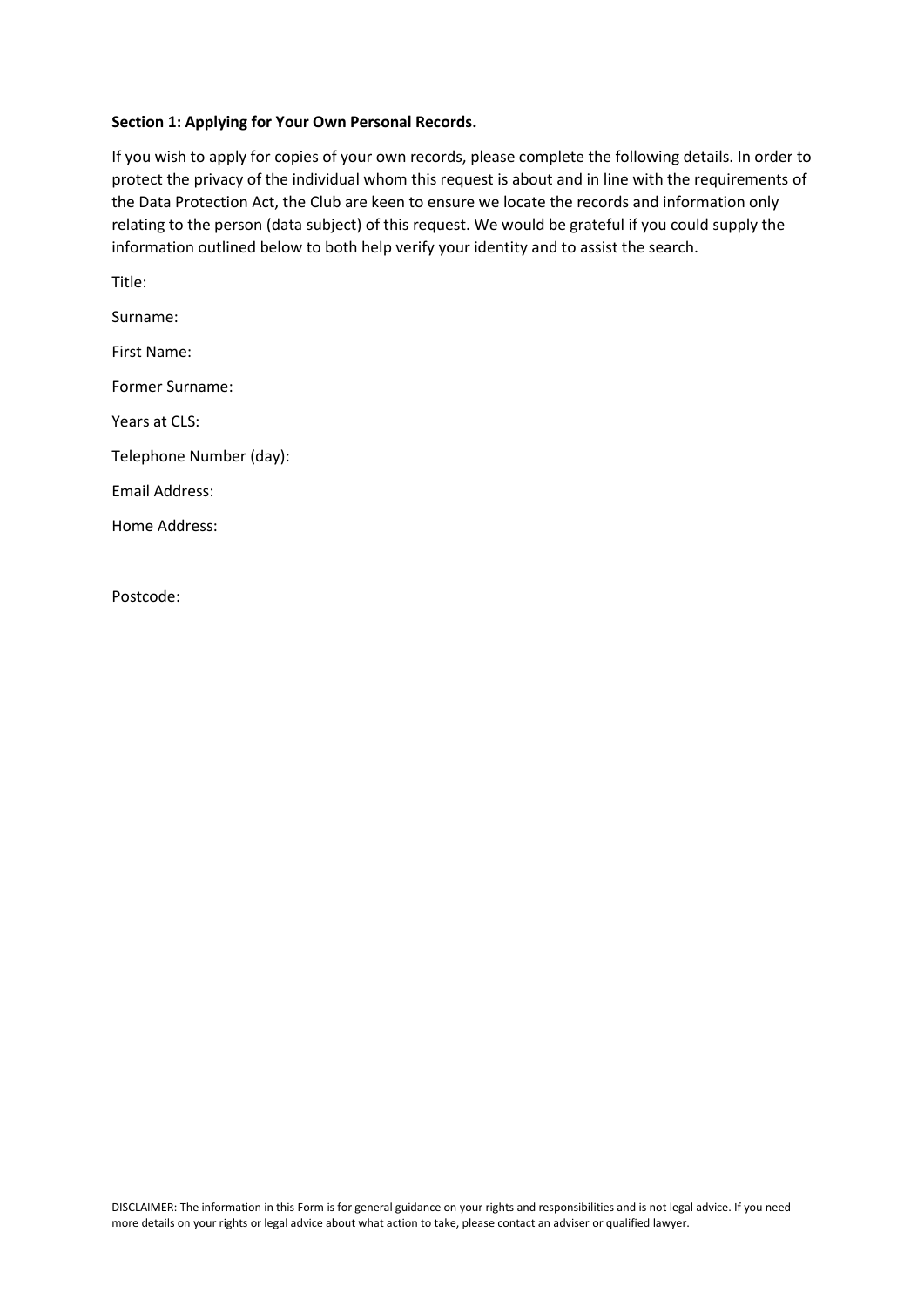**Section 1: Applying for Your Own Personal Records.**

If you wish to apply for copies of your own records, please complete the following details. In order to protect the privacy of the individual whom this request is about and in line with the requirements of the Data Protection Act, the Club are keen to ensure we locate the records and information only relating to the person (data subject) of this request. We would be grateful if you could supply the information outlined below to both help verify your identity and to assist the search.

Title:

Surname:

First Name:

Former Surname:

Years at CLS:

Telephone Number (day):

Email Address:

Home Address:

Postcode:

DISCLAIMER: The information in this Form is for general guidance on your rights and responsibilities and is not legal advice. If you need more details on your rights or legal advice about what action to take, please contact an adviser or qualified lawyer.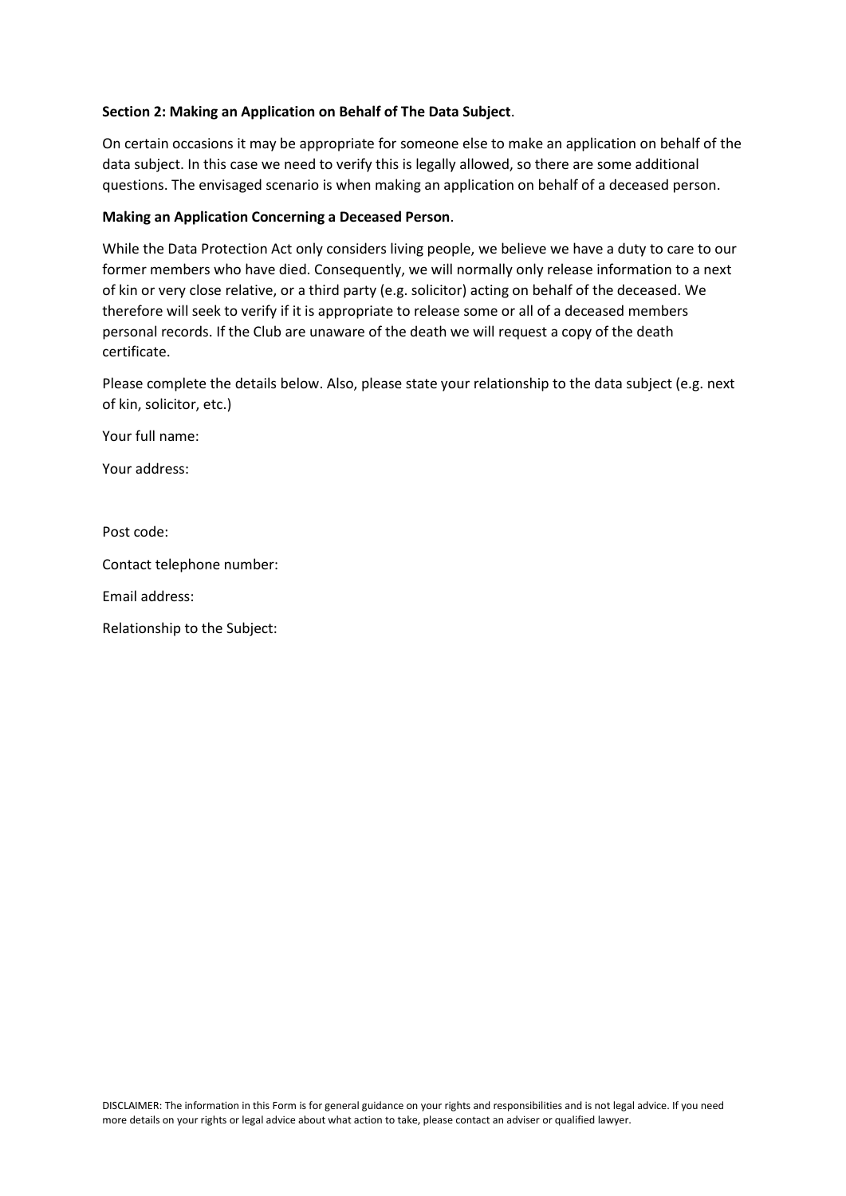**Section 2: Making an Application on Behalf of The Data Subject**.

On certain occasions it may be appropriate for someone else to make an application on behalf of the data subject. In this case we need to verify this is legally allowed, so there are some additional questions. The envisaged scenario is when making an application on behalf of a deceased person.

**Making an Application Concerning a Deceased Person**.

While the Data Protection Act only considers living people, we believe we have a duty to care to our former members who have died. Consequently, we will normally only release information to a next of kin or very close relative, or a third party (e.g. solicitor) acting on behalf of the deceased. We therefore will seek to verify if it is appropriate to release some or all of a deceased members personal records. If the Club are unaware of the death we will request a copy of the death certificate.

Please complete the details below. Also, please state your relationship to the data subject (e.g. next of kin, solicitor, etc.)

Your full name:

Your address:

Post code:

Contact telephone number:

Email address:

Relationship to the Subject:

DISCLAIMER: The information in this Form is for general guidance on your rights and responsibilities and is not legal advice. If you need more details on your rights or legal advice about what action to take, please contact an adviser or qualified lawyer.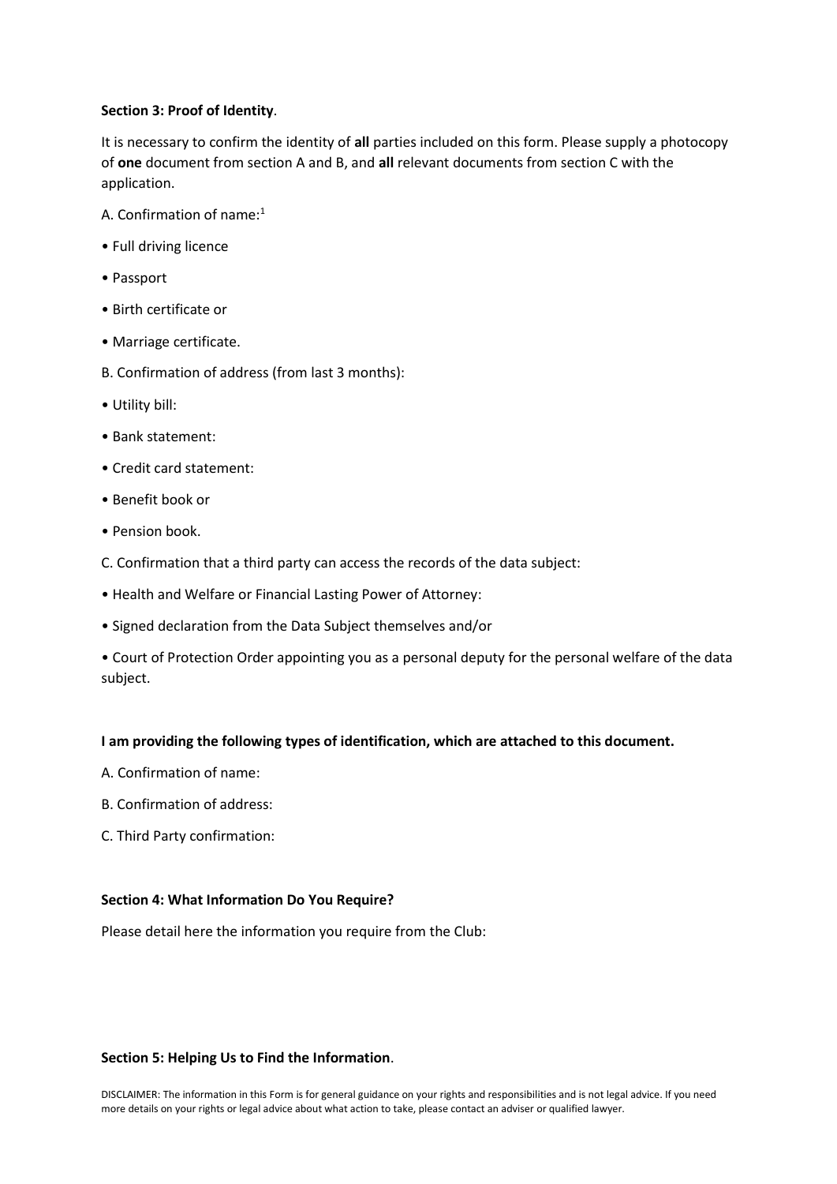**Section 3: Proof of Identity**.

It is necessary to confirm the identity of **all** parties included on this form. Please supply a photocopy of **one** document from section A and B, and **all** relevant documents from section C with the application.

A. Confirmation of name:[1]

- Full driving licence
- Passport
- Birth certificate or
- Marriage certificate.

B. Confirmation of address (from last 3 months):

- Utility bill:
- Bank statement:
- Credit card statement:
- Benefit book or
- Pension book.

C. Confirmation that a third party can access the records of the data subject:

- Health and Welfare or Financial Lasting Power of Attorney:
- Signed declaration from the Data Subject themselves and/or
- Court of Protection Order appointing you as a personal deputy for the personal welfare of the data subject.

**I am providing the following types of identification, which are attached to this document.**

A. Confirmation of name:

B. Confirmation of address:

C. Third Party confirmation:

**Section 4: What Information Do You Require?**

Please detail here the information you require from the Club:

**Section 5: Helping Us to Find the Information**.

DISCLAIMER: The information in this Form is for general guidance on your rights and responsibilities and is not legal advice. If you need more details on your rights or legal advice about what action to take, please contact an adviser or qualified lawyer.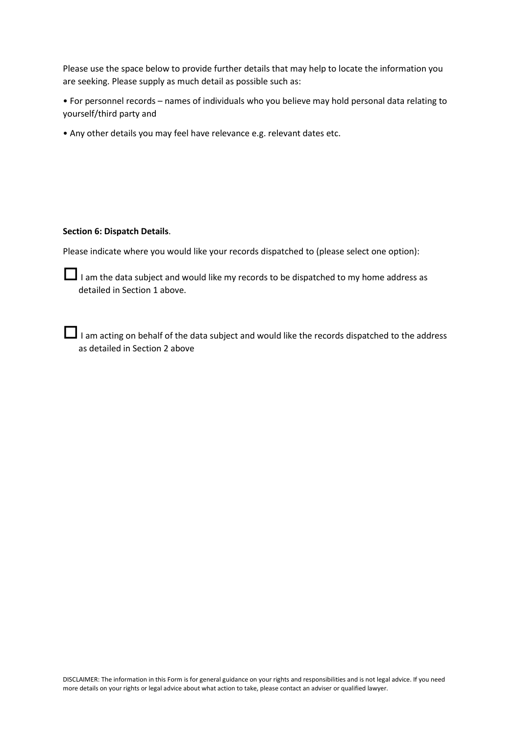Please use the space below to provide further details that may help to locate the information you are seeking. Please supply as much detail as possible such as:

• For personnel records – names of individuals who you believe may hold personal data relating to yourself/third party and

• Any other details you may feel have relevance e.g. relevant dates etc.

**Section 6: Dispatch Details**.

Please indicate where you would like your records dispatched to (please select one option):

☐ I am the data subject and would like my records to be dispatched to my home address as detailed in Section 1 above.

☐ I am acting on behalf of the data subject and would like the records dispatched to the address as detailed in Section 2 above

DISCLAIMER: The information in this Form is for general guidance on your rights and responsibilities and is not legal advice. If you need more details on your rights or legal advice about what action to take, please contact an adviser or qualified lawyer.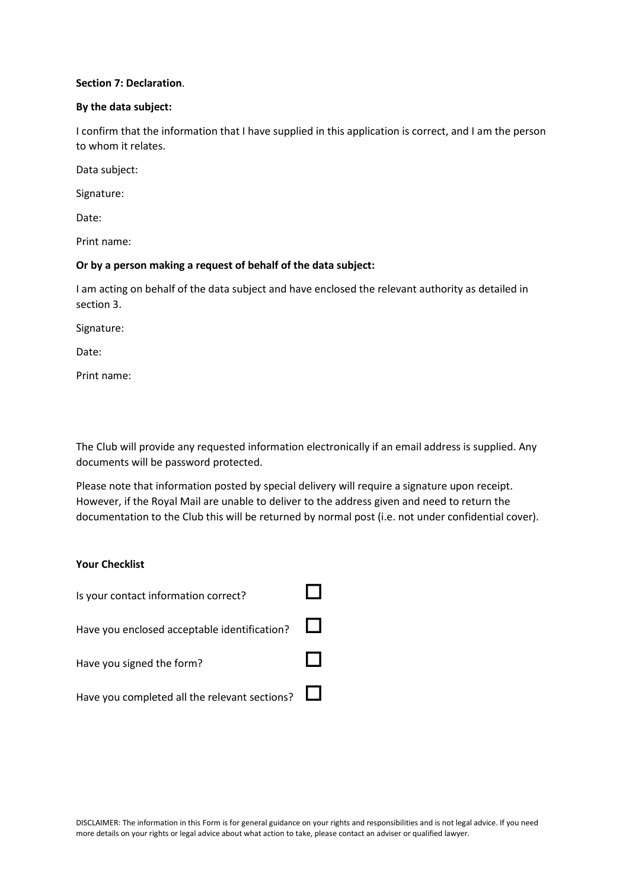**Section 7: Declaration**.

**By the data subject:**

I confirm that the information that I have supplied in this application is correct, and I am the person to whom it relates.

Data subject:

Signature:

Date:

Print name:

**Or by a person making a request of behalf of the data subject:**

I am acting on behalf of the data subject and have enclosed the relevant authority as detailed in section 3.

Signature:

Date:

Print name:

The Club will provide any requested information electronically if an email address is supplied. Any documents will be password protected.

Please note that information posted by special delivery will require a signature upon receipt. However, if the Royal Mail are unable to deliver to the address given and need to return the documentation to the Club this will be returned by normal post (i.e. not under confidential cover).

**Your Checklist**

- Is your contact information correct? ☐
- Have you enclosed acceptable identification? ☐
- Have you signed the form? ☐
- Have you completed all the relevant sections? ☐

DISCLAIMER: The information in this Form is for general guidance on your rights and responsibilities and is not legal advice. If you need more details on your rights or legal advice about what action to take, please contact an adviser or qualified lawyer.